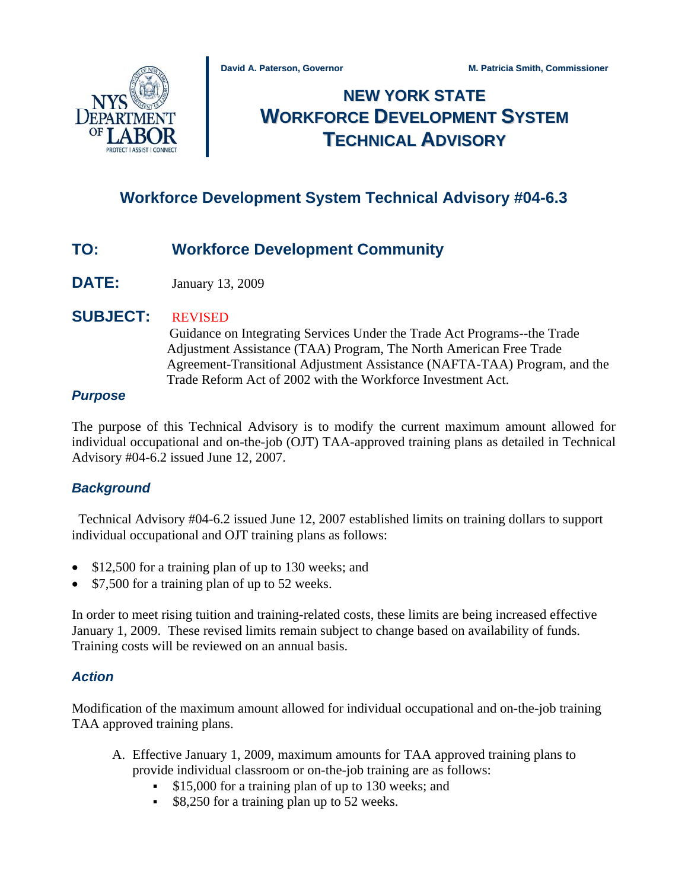David A. Paterson, Governor    M. Patricia Smith, Commissioner

# NEW YORK STATE WORKFORCE DEVELOPMENT SYSTEM TECHNICAL ADVISORY

## Workforce Development System Technical Advisory #04-6.3

**TO:** **Workforce Development Community**

**DATE:** January 13, 2009

**SUBJECT:** REVISED
Guidance on Integrating Services Under the Trade Act Programs--the Trade Adjustment Assistance (TAA) Program, The North American Free Trade Agreement-Transitional Adjustment Assistance (NAFTA-TAA) Program, and the Trade Reform Act of 2002 with the Workforce Investment Act.

### *Purpose*

The purpose of this Technical Advisory is to modify the current maximum amount allowed for individual occupational and on-the-job (OJT) TAA-approved training plans as detailed in Technical Advisory #04-6.2 issued June 12, 2007.

### *Background*

Technical Advisory #04-6.2 issued June 12, 2007 established limits on training dollars to support individual occupational and OJT training plans as follows:

- $12,500 for a training plan of up to 130 weeks; and
- $7,500 for a training plan of up to 52 weeks.

In order to meet rising tuition and training-related costs, these limits are being increased effective January 1, 2009. These revised limits remain subject to change based on availability of funds. Training costs will be reviewed on an annual basis.

### *Action*

Modification of the maximum amount allowed for individual occupational and on-the-job training TAA approved training plans.

A. Effective January 1, 2009, maximum amounts for TAA approved training plans to provide individual classroom or on-the-job training are as follows:
   - $15,000 for a training plan of up to 130 weeks; and
   - $8,250 for a training plan up to 52 weeks.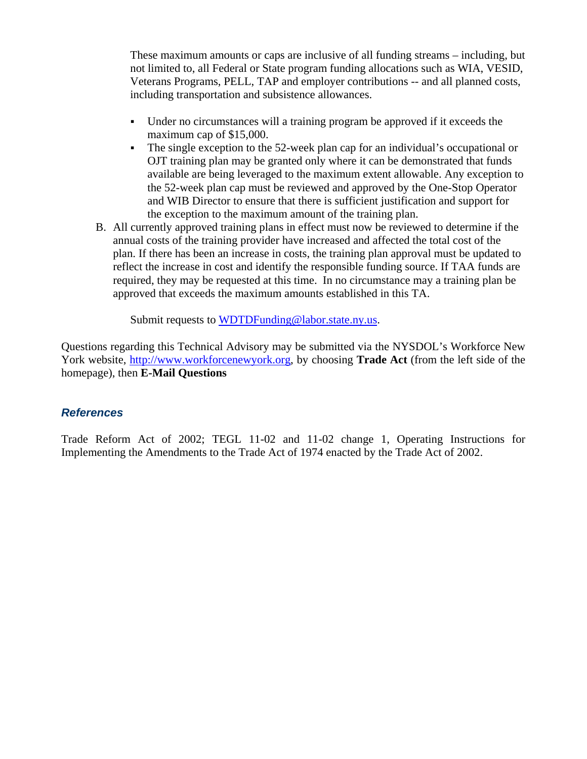These maximum amounts or caps are inclusive of all funding streams – including, but not limited to, all Federal or State program funding allocations such as WIA, VESID, Veterans Programs, PELL, TAP and employer contributions -- and all planned costs, including transportation and subsistence allowances.

- Under no circumstances will a training program be approved if it exceeds the maximum cap of $15,000.
- The single exception to the 52-week plan cap for an individual's occupational or OJT training plan may be granted only where it can be demonstrated that funds available are being leveraged to the maximum extent allowable. Any exception to the 52-week plan cap must be reviewed and approved by the One-Stop Operator and WIB Director to ensure that there is sufficient justification and support for the exception to the maximum amount of the training plan.

B. All currently approved training plans in effect must now be reviewed to determine if the annual costs of the training provider have increased and affected the total cost of the plan. If there has been an increase in costs, the training plan approval must be updated to reflect the increase in cost and identify the responsible funding source. If TAA funds are required, they may be requested at this time. In no circumstance may a training plan be approved that exceeds the maximum amounts established in this TA.

Submit requests to WDTDFunding@labor.state.ny.us.

Questions regarding this Technical Advisory may be submitted via the NYSDOL's Workforce New York website, http://www.workforcenewyork.org, by choosing **Trade Act** (from the left side of the homepage), then **E-Mail Questions**

## *References*

Trade Reform Act of 2002; TEGL 11-02 and 11-02 change 1, Operating Instructions for Implementing the Amendments to the Trade Act of 1974 enacted by the Trade Act of 2002.